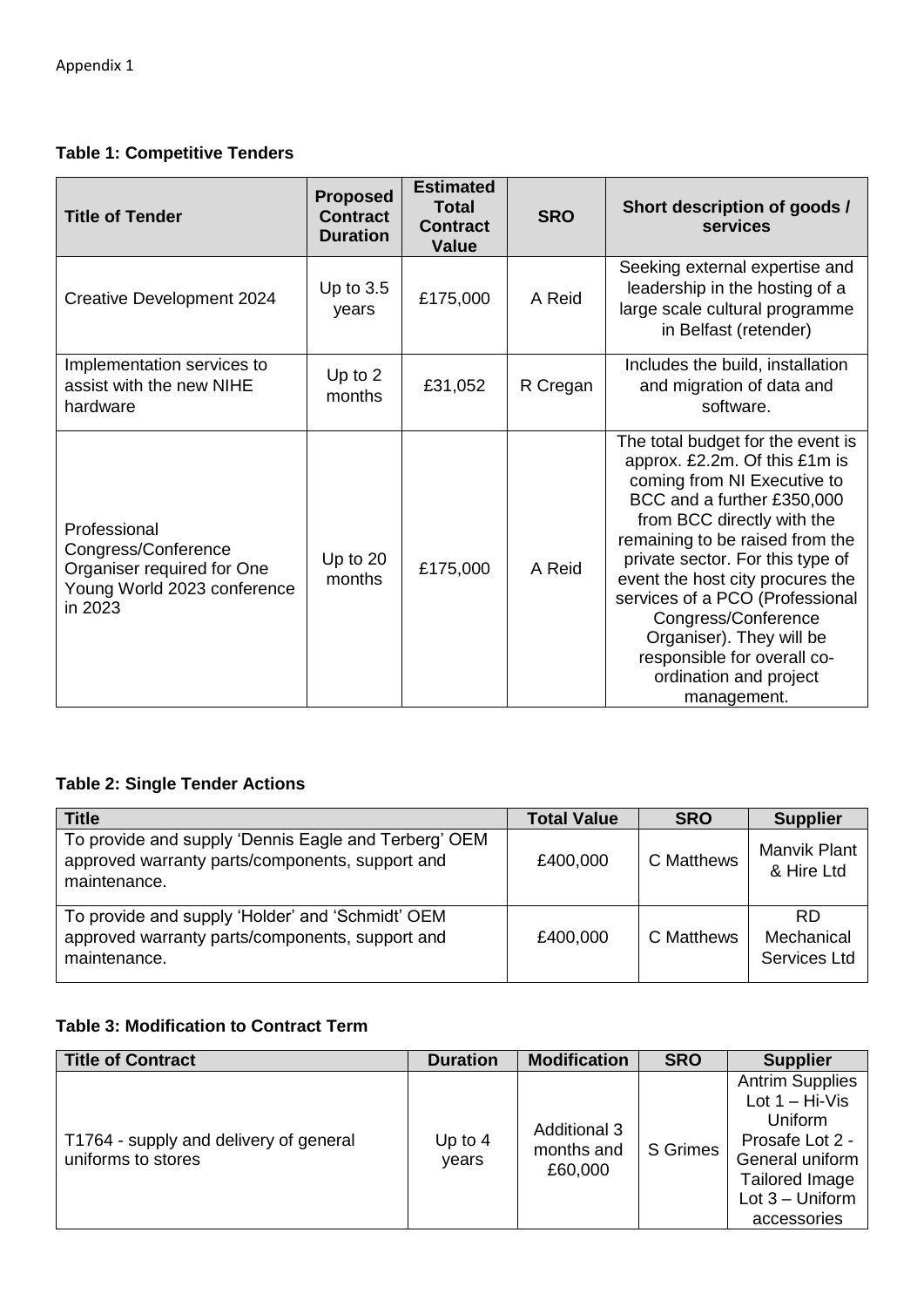Appendix 1

**Table 1: Competitive Tenders**

| Title of Tender | Proposed Contract Duration | Estimated Total Contract Value | SRO | Short description of goods / services |
|---|---|---|---|---|
| Creative Development 2024 | Up to 3.5 years | £175,000 | A Reid | Seeking external expertise and leadership in the hosting of a large scale cultural programme in Belfast (retender) |
| Implementation services to assist with the new NIHE hardware | Up to 2 months | £31,052 | R Cregan | Includes the build, installation and migration of data and software. |
| Professional Congress/Conference Organiser required for One Young World 2023 conference in 2023 | Up to 20 months | £175,000 | A Reid | The total budget for the event is approx. £2.2m. Of this £1m is coming from NI Executive to BCC and a further £350,000 from BCC directly with the remaining to be raised from the private sector. For this type of event the host city procures the services of a PCO (Professional Congress/Conference Organiser). They will be responsible for overall co-ordination and project management. |

**Table 2: Single Tender Actions**

| Title | Total Value | SRO | Supplier |
|---|---|---|---|
| To provide and supply 'Dennis Eagle and Terberg' OEM approved warranty parts/components, support and maintenance. | £400,000 | C Matthews | Manvik Plant & Hire Ltd |
| To provide and supply 'Holder' and 'Schmidt' OEM approved warranty parts/components, support and maintenance. | £400,000 | C Matthews | RD Mechanical Services Ltd |

**Table 3: Modification to Contract Term**

| Title of Contract | Duration | Modification | SRO | Supplier |
|---|---|---|---|---|
| T1764 - supply and delivery of general uniforms to stores | Up to 4 years | Additional 3 months and £60,000 | S Grimes | Antrim Supplies Lot 1 – Hi-Vis Uniform Prosafe Lot 2 - General uniform Tailored Image Lot 3 – Uniform accessories |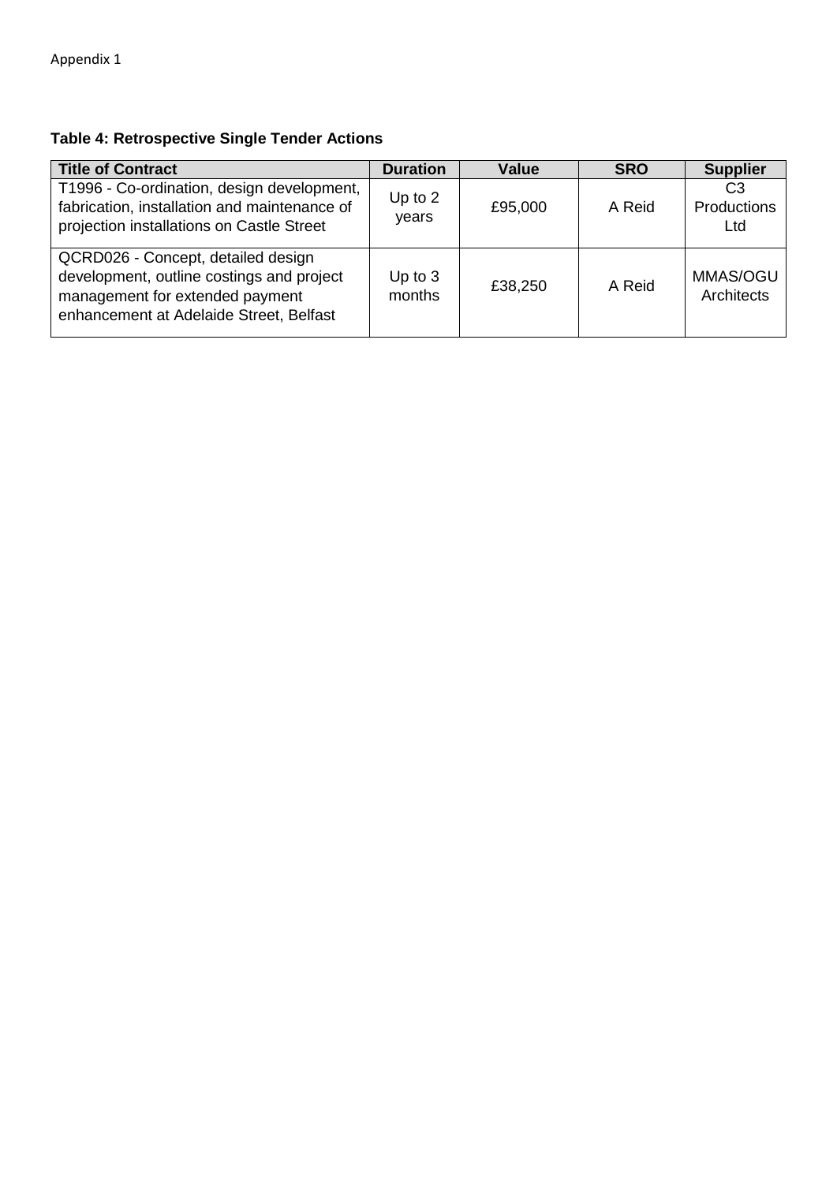Appendix 1

**Table 4: Retrospective Single Tender Actions**

| Title of Contract | Duration | Value | SRO | Supplier |
|---|---|---|---|---|
| T1996 - Co-ordination, design development, fabrication, installation and maintenance of projection installations on Castle Street | Up to 2 years | £95,000 | A Reid | C3 Productions Ltd |
| QCRD026 - Concept, detailed design development, outline costings and project management for extended payment enhancement at Adelaide Street, Belfast | Up to 3 months | £38,250 | A Reid | MMAS/OGU Architects |